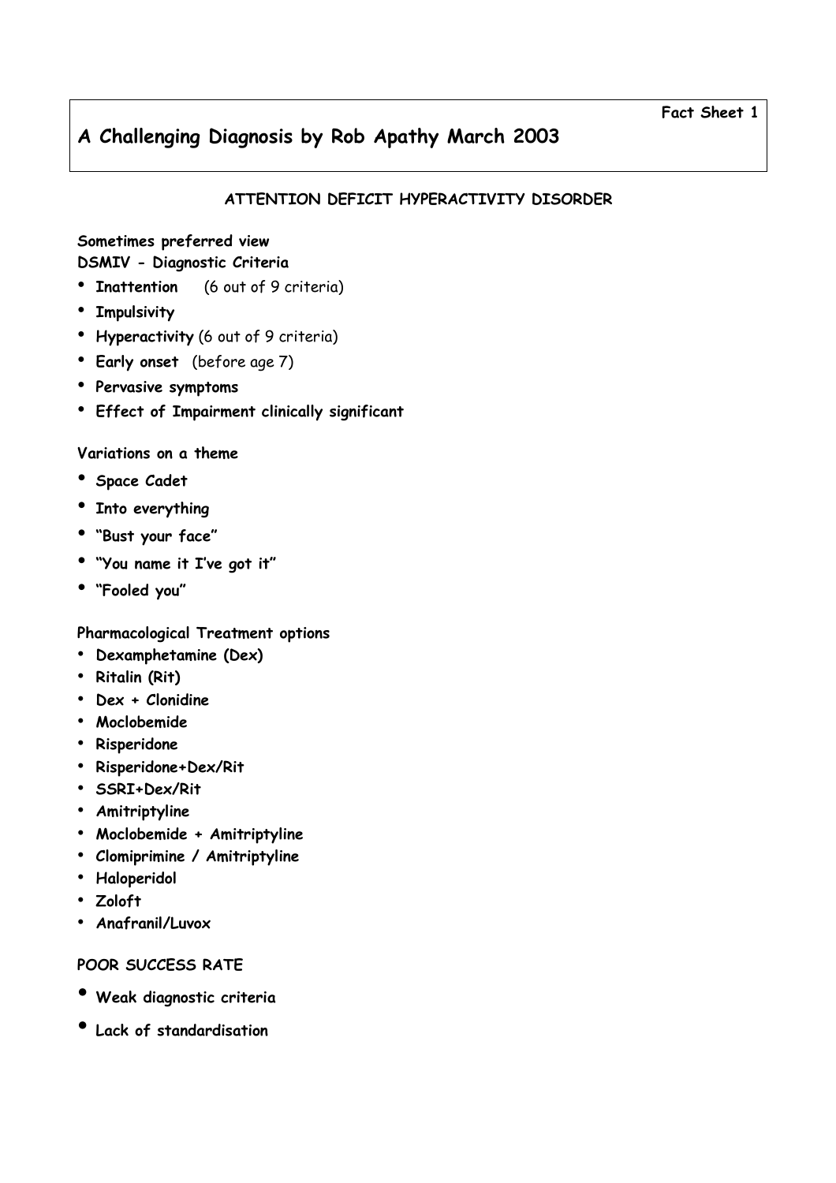Fact Sheet 1

# A Challenging Diagnosis by Rob Apathy March 2003

## ATTENTION DEFICIT HYPERACTIVITY DISORDER

**Sometimes preferred view**
**DSMIV - Diagnostic Criteria**

- **Inattention** (6 out of 9 criteria)
- **Impulsivity**
- **Hyperactivity** (6 out of 9 criteria)
- **Early onset** (before age 7)
- **Pervasive symptoms**
- **Effect of Impairment clinically significant**

**Variations on a theme**

- **Space Cadet**
- **Into everything**
- **"Bust your face"**
- **"You name it I've got it"**
- **"Fooled you"**

**Pharmacological Treatment options**

- **Dexamphetamine (Dex)**
- **Ritalin (Rit)**
- **Dex + Clonidine**
- **Moclobemide**
- **Risperidone**
- **Risperidone+Dex/Rit**
- **SSRI+Dex/Rit**
- **Amitriptyline**
- **Moclobemide + Amitriptyline**
- **Clomiprimine / Amitriptyline**
- **Haloperidol**
- **Zoloft**
- **Anafranil/Luvox**

**POOR SUCCESS RATE**

- **Weak diagnostic criteria**
- **Lack of standardisation**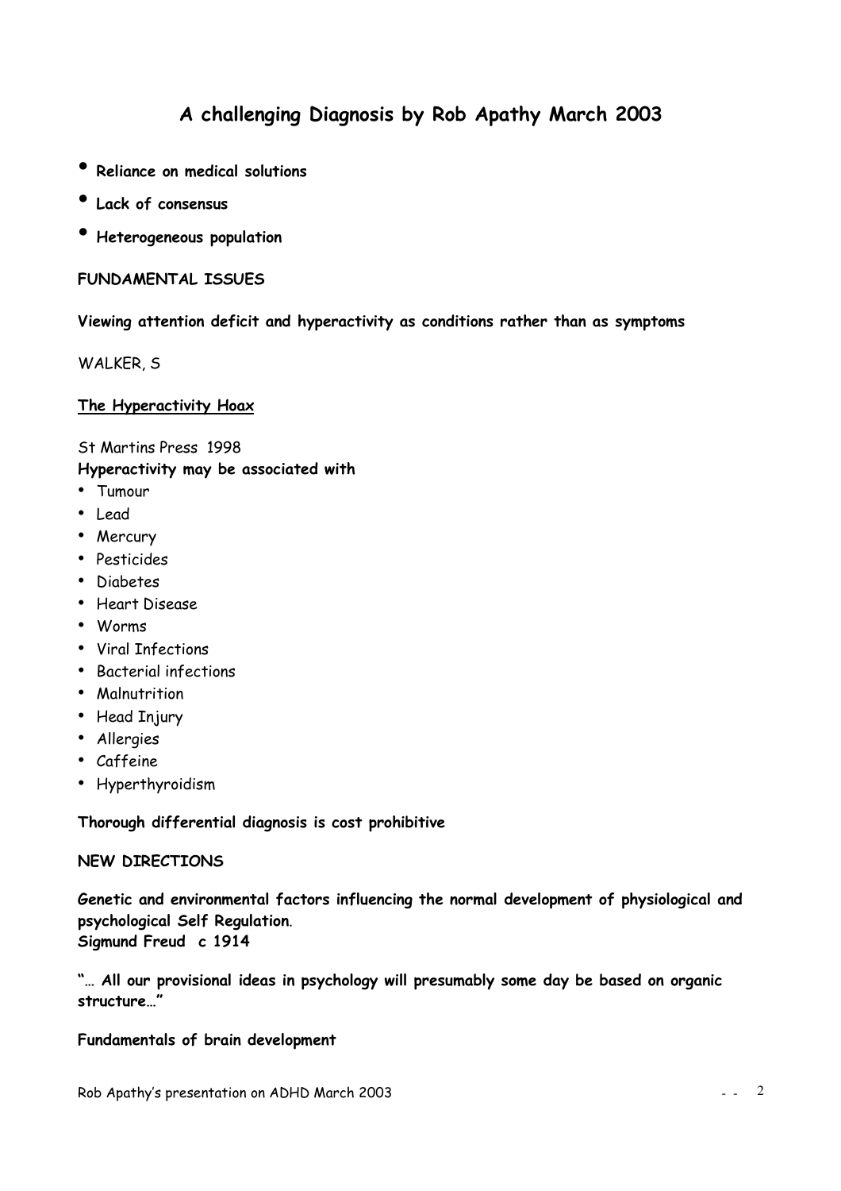# A challenging Diagnosis by Rob Apathy March 2003

- **Reliance on medical solutions**
- **Lack of consensus**
- **Heterogeneous population**

**FUNDAMENTAL ISSUES**

**Viewing attention deficit and hyperactivity as conditions rather than as symptoms**

WALKER, S

**The Hyperactivity Hoax**

St Martins Press 1998

**Hyperactivity may be associated with**

- Tumour
- Lead
- Mercury
- Pesticides
- Diabetes
- Heart Disease
- Worms
- Viral Infections
- Bacterial infections
- Malnutrition
- Head Injury
- Allergies
- Caffeine
- Hyperthyroidism

**Thorough differential diagnosis is cost prohibitive**

**NEW DIRECTIONS**

**Genetic and environmental factors influencing the normal development of physiological and psychological Self Regulation**.
**Sigmund Freud c 1914**

**"… All our provisional ideas in psychology will presumably some day be based on organic structure…"**

**Fundamentals of brain development**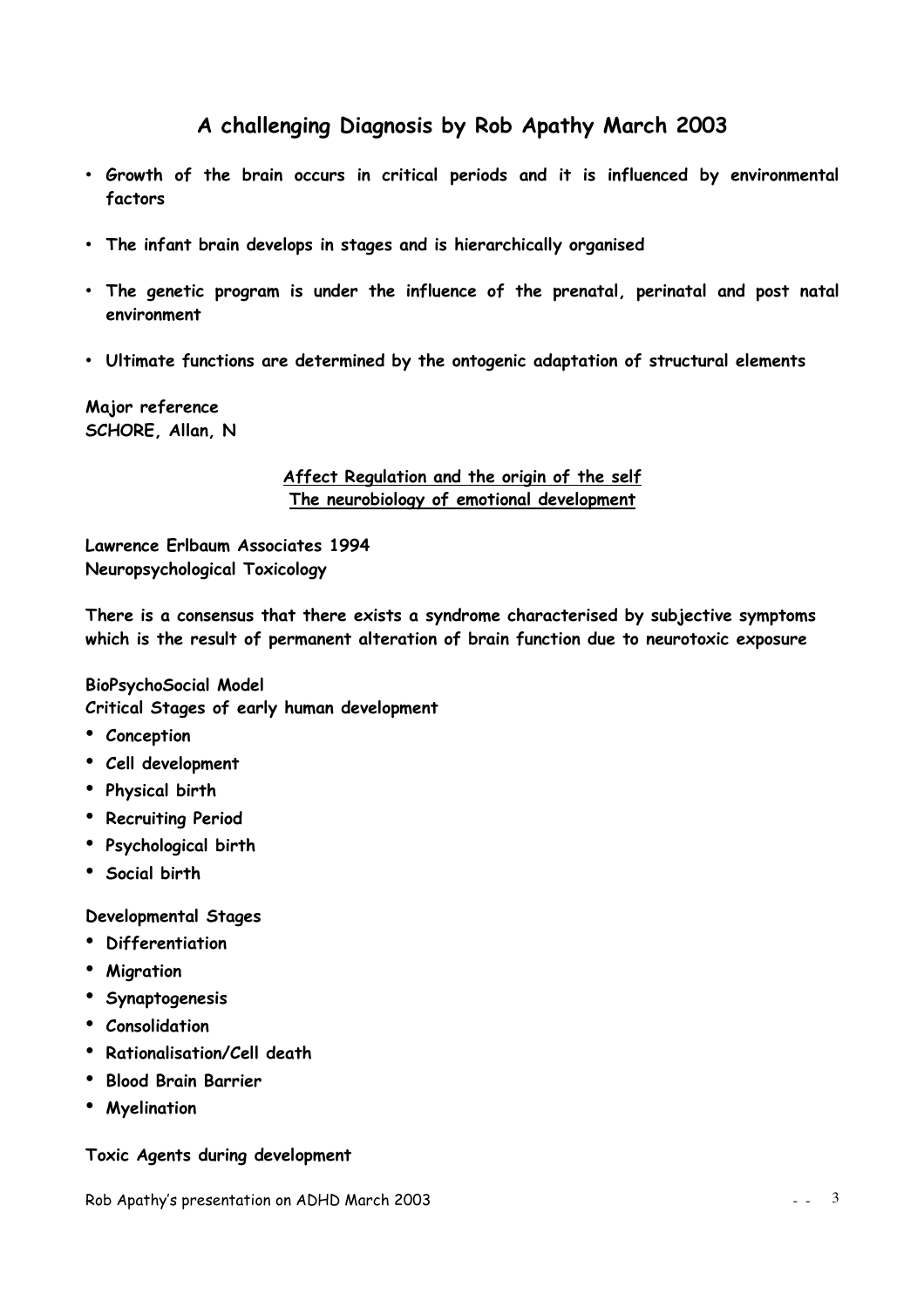# A challenging Diagnosis by Rob Apathy March 2003

- **Growth of the brain occurs in critical periods and it is influenced by environmental factors**
- **The infant brain develops in stages and is hierarchically organised**
- **The genetic program is under the influence of the prenatal, perinatal and post natal environment**
- **Ultimate functions are determined by the ontogenic adaptation of structural elements**

**Major reference**
**SCHORE, Allan, N**

**Affect Regulation and the origin of the self**
**The neurobiology of emotional development**

**Lawrence Erlbaum Associates 1994**
**Neuropsychological Toxicology**

**There is a consensus that there exists a syndrome characterised by subjective symptoms which is the result of permanent alteration of brain function due to neurotoxic exposure**

**BioPsychoSocial Model**
**Critical Stages of early human development**

- **Conception**
- **Cell development**
- **Physical birth**
- **Recruiting Period**
- **Psychological birth**
- **Social birth**

**Developmental Stages**

- **Differentiation**
- **Migration**
- **Synaptogenesis**
- **Consolidation**
- **Rationalisation/Cell death**
- **Blood Brain Barrier**
- **Myelination**

**Toxic Agents during development**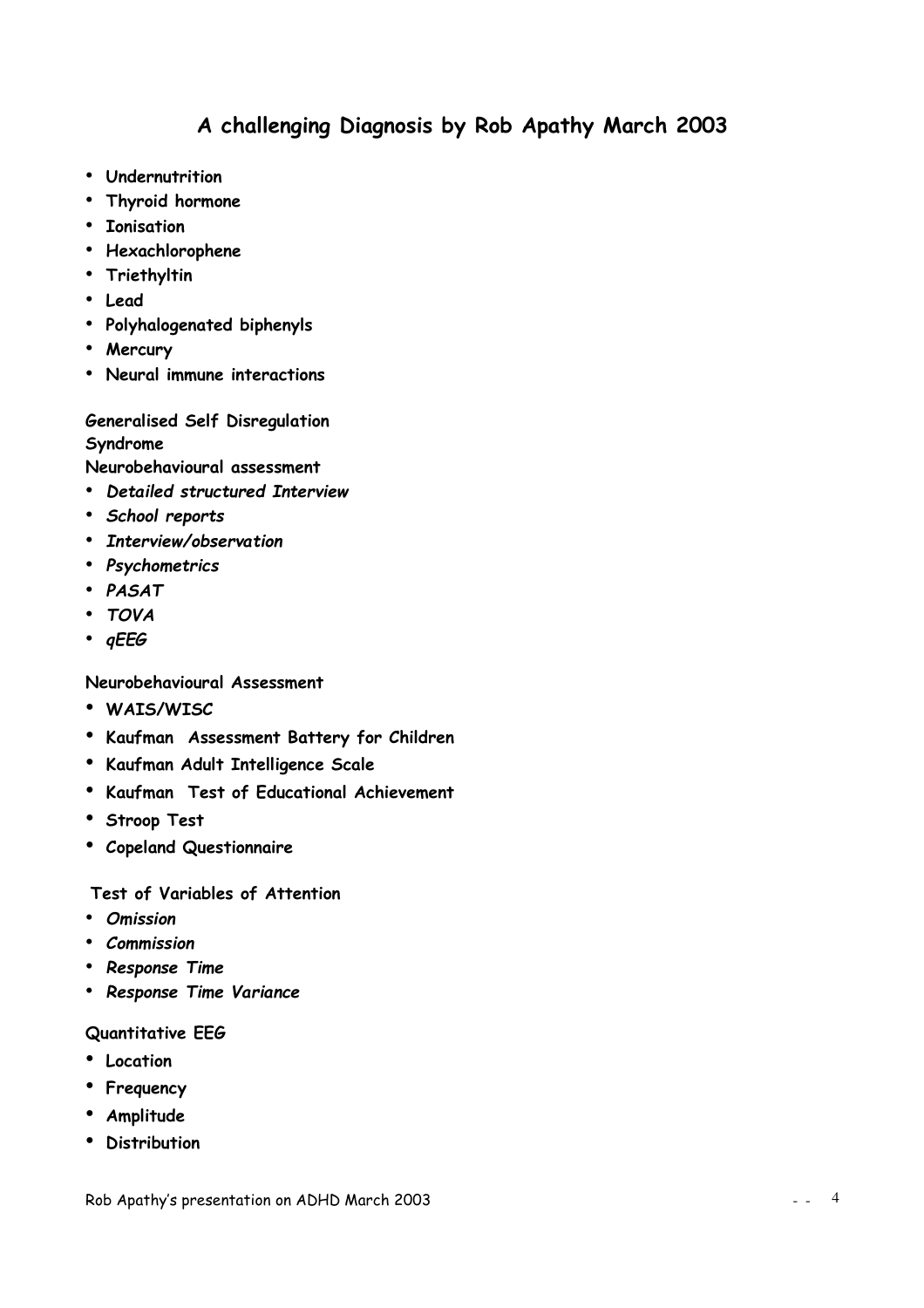# A challenging Diagnosis by Rob Apathy March 2003

- **Undernutrition**
- **Thyroid hormone**
- **Ionisation**
- **Hexachlorophene**
- **Triethyltin**
- **Lead**
- **Polyhalogenated biphenyls**
- **Mercury**
- **Neural immune interactions**

**Generalised Self Disregulation Syndrome**

**Neurobehavioural assessment**

- ***Detailed structured Interview***
- ***School reports***
- ***Interview/observation***
- ***Psychometrics***
- ***PASAT***
- ***TOVA***
- ***qEEG***

**Neurobehavioural Assessment**

- **WAIS/WISC**
- **Kaufman Assessment Battery for Children**
- **Kaufman Adult Intelligence Scale**
- **Kaufman Test of Educational Achievement**
- **Stroop Test**
- **Copeland Questionnaire**

**Test of Variables of Attention**

- ***Omission***
- ***Commission***
- ***Response Time***
- ***Response Time Variance***

**Quantitative EEG**

- **Location**
- **Frequency**
- **Amplitude**
- **Distribution**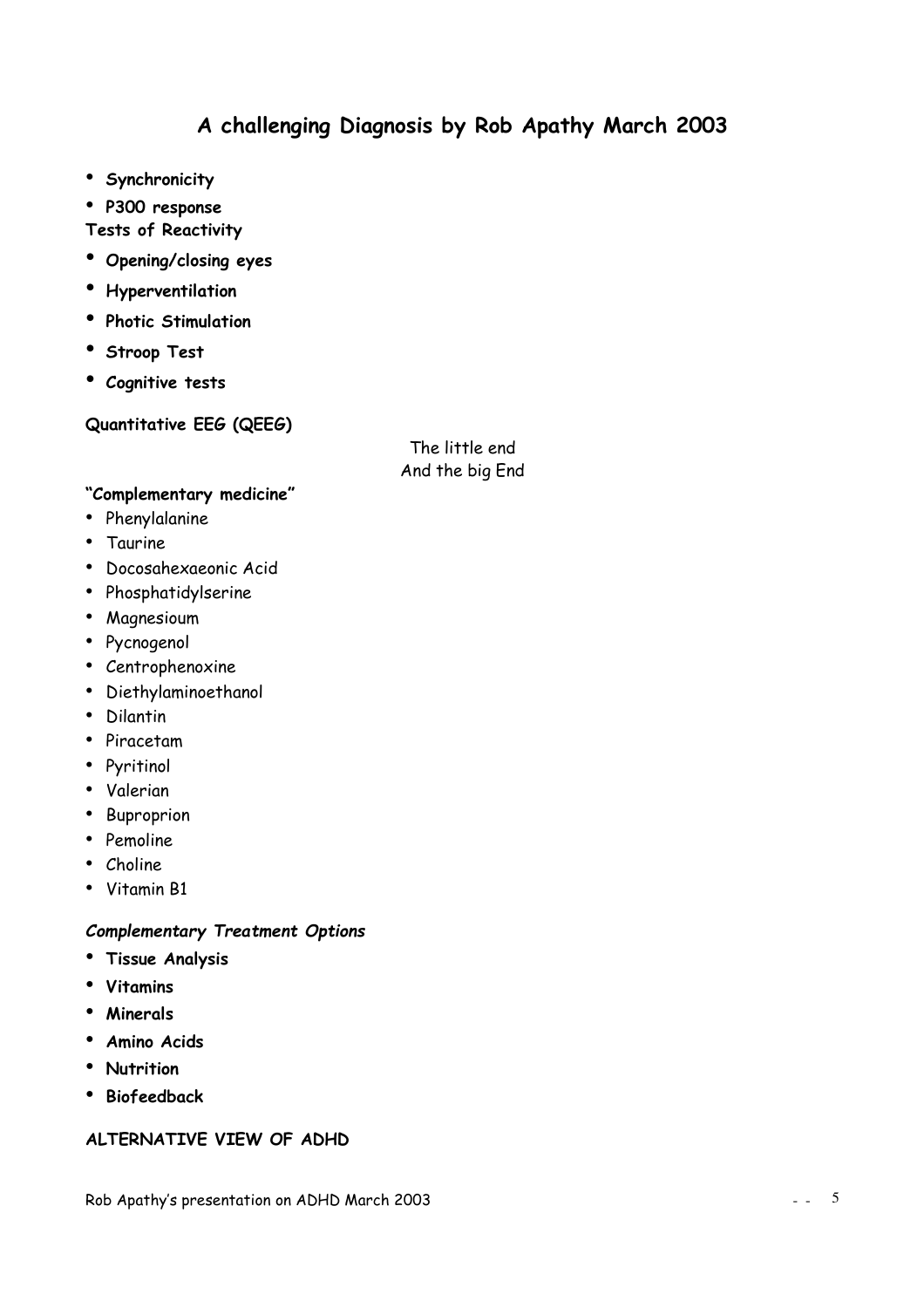# A challenging Diagnosis by Rob Apathy March 2003

- **Synchronicity**
- **P300 response**

**Tests of Reactivity**

- **Opening/closing eyes**
- **Hyperventilation**
- **Photic Stimulation**
- **Stroop Test**
- **Cognitive tests**

**Quantitative EEG (QEEG)**

The little end
And the big End

**"Complementary medicine"**

- Phenylalanine
- Taurine
- Docosahexaeonic Acid
- Phosphatidylserine
- Magnesioum
- Pycnogenol
- Centrophenoxine
- Diethylaminoethanol
- Dilantin
- Piracetam
- Pyritinol
- Valerian
- Buproprion
- Pemoline
- Choline
- Vitamin B1

***Complementary Treatment Options***

- **Tissue Analysis**
- **Vitamins**
- **Minerals**
- **Amino Acids**
- **Nutrition**
- **Biofeedback**

**ALTERNATIVE VIEW OF ADHD**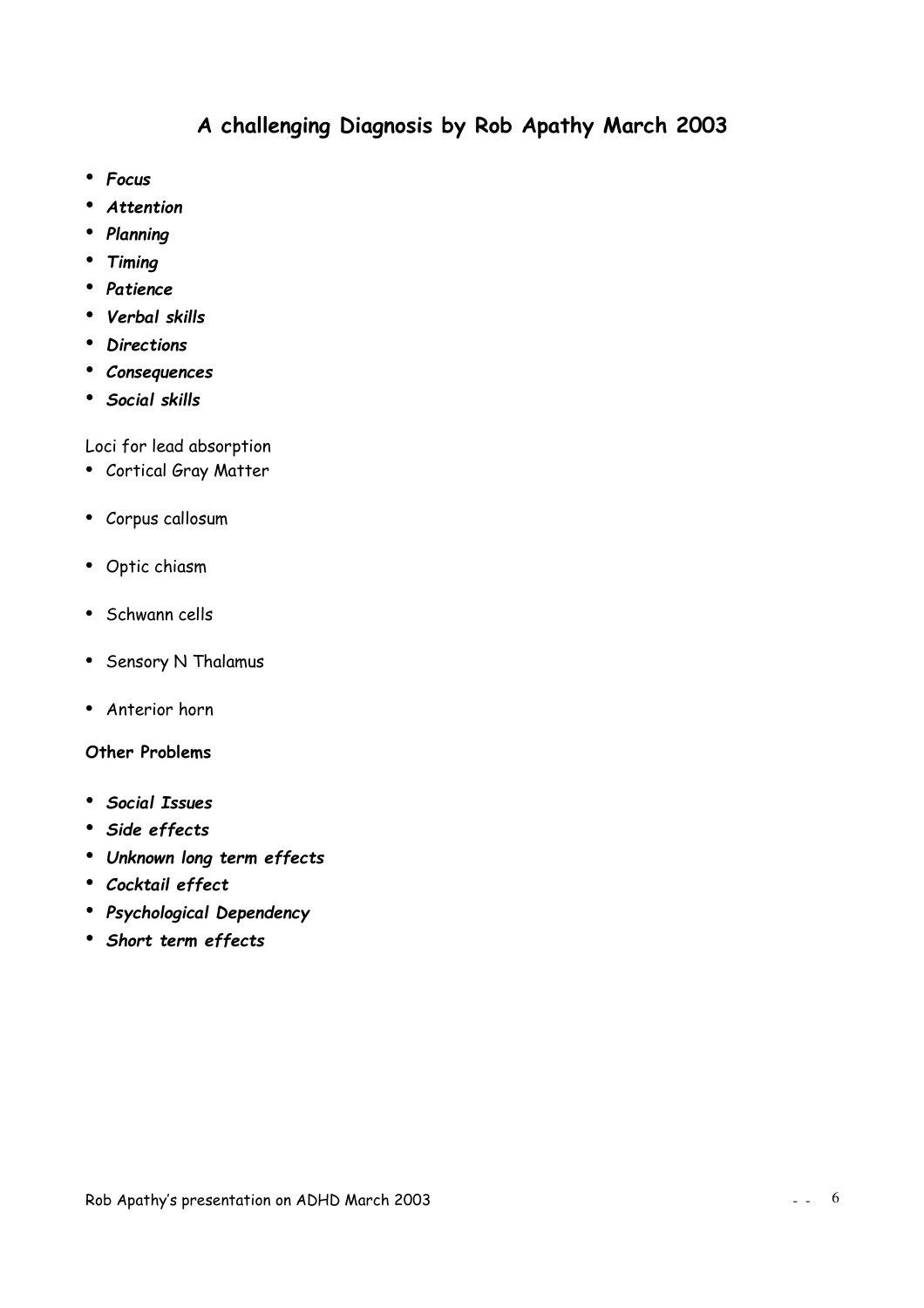# A challenging Diagnosis by Rob Apathy March 2003

- ***Focus***
- ***Attention***
- ***Planning***
- ***Timing***
- ***Patience***
- ***Verbal skills***
- ***Directions***
- ***Consequences***
- ***Social skills***

Loci for lead absorption

- Cortical Gray Matter
- Corpus callosum
- Optic chiasm
- Schwann cells
- Sensory N Thalamus
- Anterior horn

**Other Problems**

- ***Social Issues***
- ***Side effects***
- ***Unknown long term effects***
- ***Cocktail effect***
- ***Psychological Dependency***
- ***Short term effects***